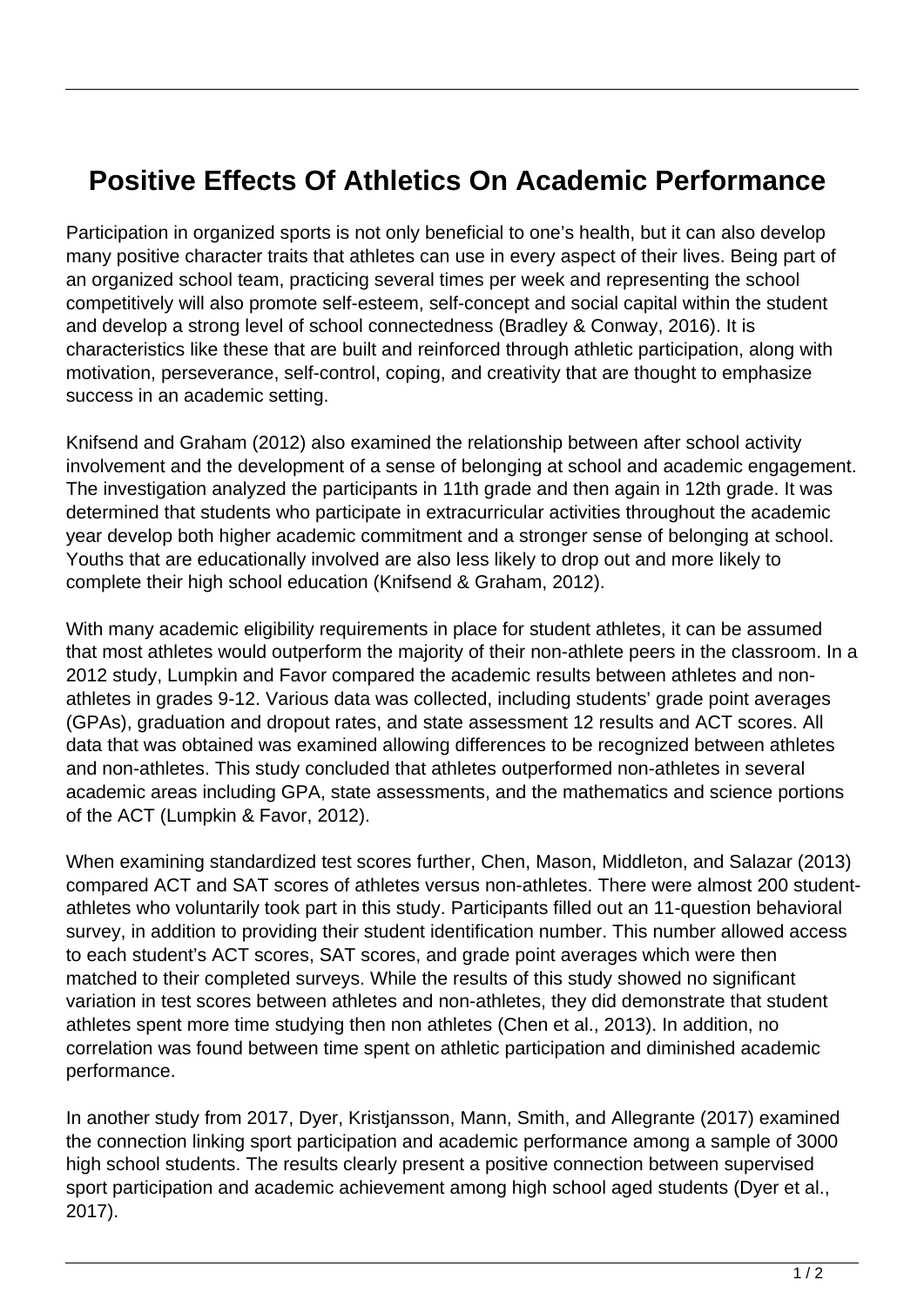# Positive Effects Of Athletics On Academic Performance

Participation in organized sports is not only beneficial to one's health, but it can also develop many positive character traits that athletes can use in every aspect of their lives. Being part of an organized school team, practicing several times per week and representing the school competitively will also promote self-esteem, self-concept and social capital within the student and develop a strong level of school connectedness (Bradley & Conway, 2016). It is characteristics like these that are built and reinforced through athletic participation, along with motivation, perseverance, self-control, coping, and creativity that are thought to emphasize success in an academic setting.

Knifsend and Graham (2012) also examined the relationship between after school activity involvement and the development of a sense of belonging at school and academic engagement. The investigation analyzed the participants in 11th grade and then again in 12th grade. It was determined that students who participate in extracurricular activities throughout the academic year develop both higher academic commitment and a stronger sense of belonging at school. Youths that are educationally involved are also less likely to drop out and more likely to complete their high school education (Knifsend & Graham, 2012).

With many academic eligibility requirements in place for student athletes, it can be assumed that most athletes would outperform the majority of their non-athlete peers in the classroom. In a 2012 study, Lumpkin and Favor compared the academic results between athletes and non-athletes in grades 9-12. Various data was collected, including students' grade point averages (GPAs), graduation and dropout rates, and state assessment 12 results and ACT scores. All data that was obtained was examined allowing differences to be recognized between athletes and non-athletes. This study concluded that athletes outperformed non-athletes in several academic areas including GPA, state assessments, and the mathematics and science portions of the ACT (Lumpkin & Favor, 2012).

When examining standardized test scores further, Chen, Mason, Middleton, and Salazar (2013) compared ACT and SAT scores of athletes versus non-athletes. There were almost 200 student-athletes who voluntarily took part in this study. Participants filled out an 11-question behavioral survey, in addition to providing their student identification number. This number allowed access to each student's ACT scores, SAT scores, and grade point averages which were then matched to their completed surveys. While the results of this study showed no significant variation in test scores between athletes and non-athletes, they did demonstrate that student athletes spent more time studying then non athletes (Chen et al., 2013). In addition, no correlation was found between time spent on athletic participation and diminished academic performance.

In another study from 2017, Dyer, Kristjansson, Mann, Smith, and Allegrante (2017) examined the connection linking sport participation and academic performance among a sample of 3000 high school students. The results clearly present a positive connection between supervised sport participation and academic achievement among high school aged students (Dyer et al., 2017).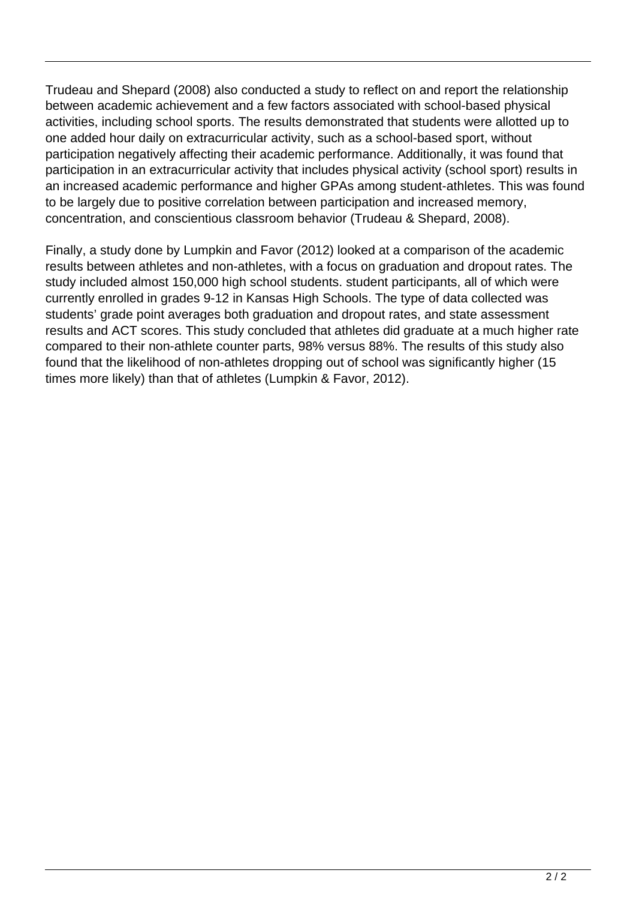Trudeau and Shepard (2008) also conducted a study to reflect on and report the relationship between academic achievement and a few factors associated with school-based physical activities, including school sports. The results demonstrated that students were allotted up to one added hour daily on extracurricular activity, such as a school-based sport, without participation negatively affecting their academic performance. Additionally, it was found that participation in an extracurricular activity that includes physical activity (school sport) results in an increased academic performance and higher GPAs among student-athletes. This was found to be largely due to positive correlation between participation and increased memory, concentration, and conscientious classroom behavior (Trudeau & Shepard, 2008).

Finally, a study done by Lumpkin and Favor (2012) looked at a comparison of the academic results between athletes and non-athletes, with a focus on graduation and dropout rates. The study included almost 150,000 high school students. student participants, all of which were currently enrolled in grades 9-12 in Kansas High Schools. The type of data collected was students' grade point averages both graduation and dropout rates, and state assessment results and ACT scores. This study concluded that athletes did graduate at a much higher rate compared to their non-athlete counter parts, 98% versus 88%. The results of this study also found that the likelihood of non-athletes dropping out of school was significantly higher (15 times more likely) than that of athletes (Lumpkin & Favor, 2012).